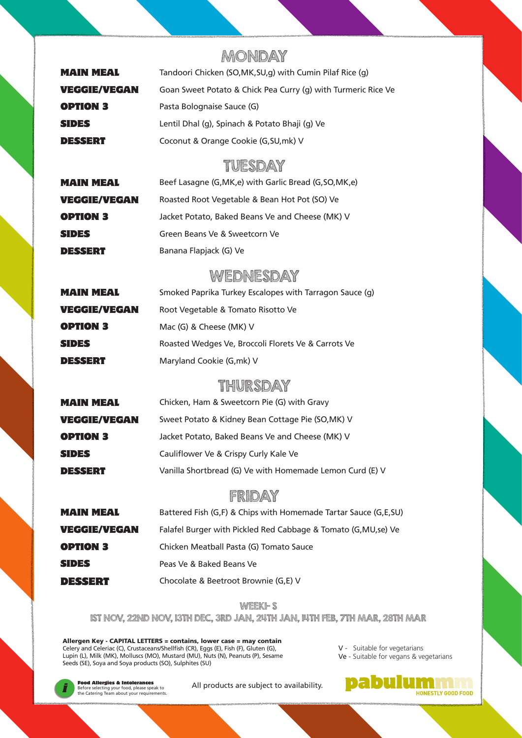## MONDAY

| | |
|---|---|
| **MAIN MEAL** | Tandoori Chicken (SO,MK,SU,g) with Cumin Pilaf Rice (g) |
| **VEGGIE/VEGAN** | Goan Sweet Potato & Chick Pea Curry (g) with Turmeric Rice Ve |
| **OPTION 3** | Pasta Bolognaise Sauce (G) |
| **SIDES** | Lentil Dhal (g), Spinach & Potato Bhaji (g) Ve |
| **DESSERT** | Coconut & Orange Cookie (G,SU,mk) V |

## TUESDAY

| | |
|---|---|
| **MAIN MEAL** | Beef Lasagne (G,MK,e) with Garlic Bread (G,SO,MK,e) |
| **VEGGIE/VEGAN** | Roasted Root Vegetable & Bean Hot Pot (SO) Ve |
| **OPTION 3** | Jacket Potato, Baked Beans Ve and Cheese (MK) V |
| **SIDES** | Green Beans Ve & Sweetcorn Ve |
| **DESSERT** | Banana Flapjack (G) Ve |

## WEDNESDAY

| | |
|---|---|
| **MAIN MEAL** | Smoked Paprika Turkey Escalopes with Tarragon Sauce (g) |
| **VEGGIE/VEGAN** | Root Vegetable & Tomato Risotto Ve |
| **OPTION 3** | Mac (G) & Cheese (MK) V |
| **SIDES** | Roasted Wedges Ve, Broccoli Florets Ve & Carrots Ve |
| **DESSERT** | Maryland Cookie (G,mk) V |

## THURSDAY

| | |
|---|---|
| **MAIN MEAL** | Chicken, Ham & Sweetcorn Pie (G) with Gravy |
| **VEGGIE/VEGAN** | Sweet Potato & Kidney Bean Cottage Pie (SO,MK) V |
| **OPTION 3** | Jacket Potato, Baked Beans Ve and Cheese (MK) V |
| **SIDES** | Cauliflower Ve & Crispy Curly Kale Ve |
| **DESSERT** | Vanilla Shortbread (G) Ve with Homemade Lemon Curd (E) V |

## FRIDAY

| | |
|---|---|
| **MAIN MEAL** | Battered Fish (G,F) & Chips with Homemade Tartar Sauce (G,E,SU) |
| **VEGGIE/VEGAN** | Falafel Burger with Pickled Red Cabbage & Tomato (G,MU,se) Ve |
| **OPTION 3** | Chicken Meatball Pasta (G) Tomato Sauce |
| **SIDES** | Peas Ve & Baked Beans Ve |
| **DESSERT** | Chocolate & Beetroot Brownie (G,E) V |

**WEEK1- S**

**1ST NOV, 22ND NOV, 13TH DEC, 3RD JAN, 24TH JAN, 14TH FEB, 7TH MAR, 28TH MAR**

**Allergen Key - CAPITAL LETTERS = contains, lower case = may contain**
Celery and Celeriac (C), Crustaceans/Shellfish (CR), Eggs (E), Fish (F), Gluten (G), Lupin (L), Milk (MK), Molluscs (MO), Mustard (MU), Nuts (N), Peanuts (P), Sesame Seeds (SE), Soya and Soya products (SO), Sulphites (SU)

V - Suitable for vegetarians
Ve - Suitable for vegans & vegetarians

**Food Allergies & Intolerances**
Before selecting your food, please speak to the Catering Team about your requirements.

All products are subject to availability.

pabulummm
HONESTLY GOOD FOOD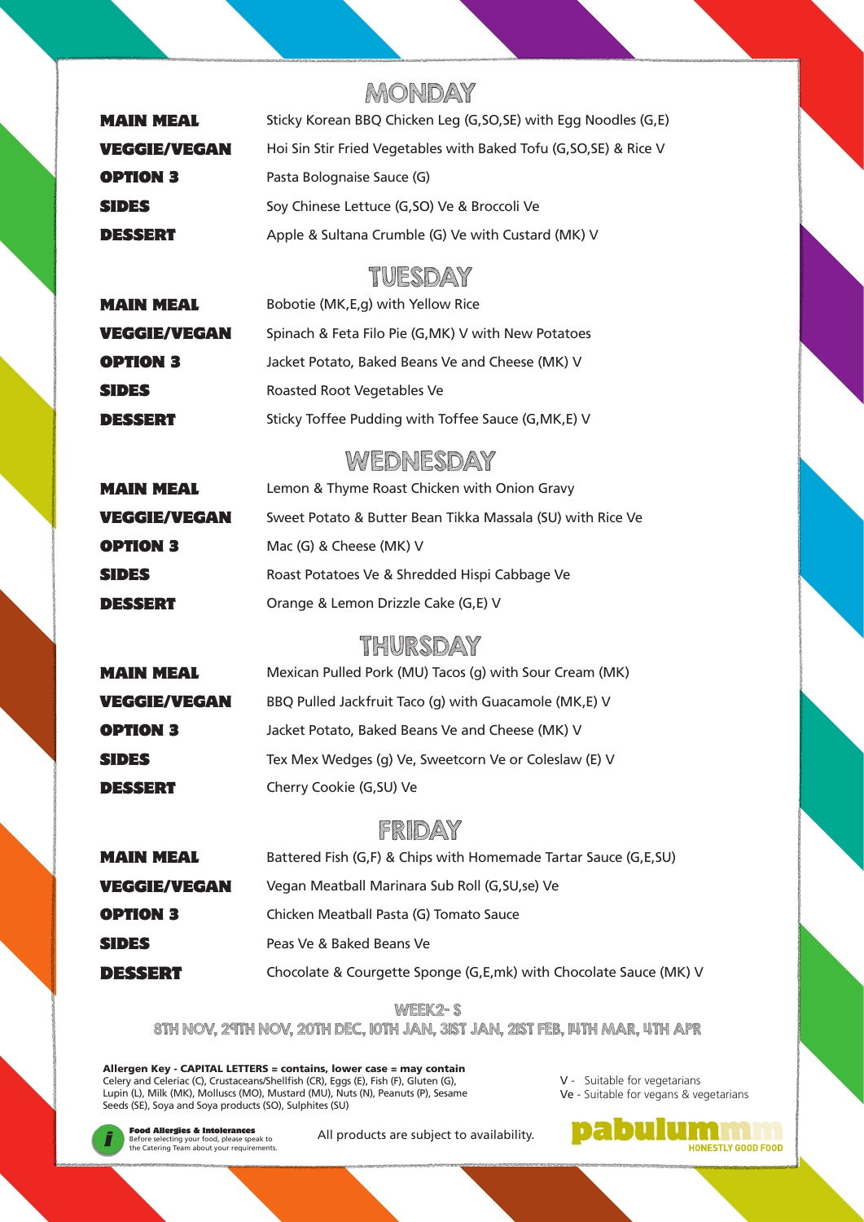## MONDAY

| | |
|---|---|
| **MAIN MEAL** | Sticky Korean BBQ Chicken Leg (G,SO,SE) with Egg Noodles (G,E) |
| **VEGGIE/VEGAN** | Hoi Sin Stir Fried Vegetables with Baked Tofu (G,SO,SE) & Rice V |
| **OPTION 3** | Pasta Bolognaise Sauce (G) |
| **SIDES** | Soy Chinese Lettuce (G,SO) Ve & Broccoli Ve |
| **DESSERT** | Apple & Sultana Crumble (G) Ve with Custard (MK) V |

## TUESDAY

| | |
|---|---|
| **MAIN MEAL** | Bobotie (MK,E,g) with Yellow Rice |
| **VEGGIE/VEGAN** | Spinach & Feta Filo Pie (G,MK) V with New Potatoes |
| **OPTION 3** | Jacket Potato, Baked Beans Ve and Cheese (MK) V |
| **SIDES** | Roasted Root Vegetables Ve |
| **DESSERT** | Sticky Toffee Pudding with Toffee Sauce (G,MK,E) V |

## WEDNESDAY

| | |
|---|---|
| **MAIN MEAL** | Lemon & Thyme Roast Chicken with Onion Gravy |
| **VEGGIE/VEGAN** | Sweet Potato & Butter Bean Tikka Massala (SU) with Rice Ve |
| **OPTION 3** | Mac (G) & Cheese (MK) V |
| **SIDES** | Roast Potatoes Ve & Shredded Hispi Cabbage Ve |
| **DESSERT** | Orange & Lemon Drizzle Cake (G,E) V |

## THURSDAY

| | |
|---|---|
| **MAIN MEAL** | Mexican Pulled Pork (MU) Tacos (g) with Sour Cream (MK) |
| **VEGGIE/VEGAN** | BBQ Pulled Jackfruit Taco (g) with Guacamole (MK,E) V |
| **OPTION 3** | Jacket Potato, Baked Beans Ve and Cheese (MK) V |
| **SIDES** | Tex Mex Wedges (g) Ve, Sweetcorn Ve or Coleslaw (E) V |
| **DESSERT** | Cherry Cookie (G,SU) Ve |

## FRIDAY

| | |
|---|---|
| **MAIN MEAL** | Battered Fish (G,F) & Chips with Homemade Tartar Sauce (G,E,SU) |
| **VEGGIE/VEGAN** | Vegan Meatball Marinara Sub Roll (G,SU,se) Ve |
| **OPTION 3** | Chicken Meatball Pasta (G) Tomato Sauce |
| **SIDES** | Peas Ve & Baked Beans Ve |
| **DESSERT** | Chocolate & Courgette Sponge (G,E,mk) with Chocolate Sauce (MK) V |

**WEEK2- S**

**8TH NOV, 29TH NOV, 20TH DEC, 10TH JAN, 31ST JAN, 21ST FEB, 14TH MAR, 4TH APR**

**Allergen Key - CAPITAL LETTERS = contains, lower case = may contain**
Celery and Celeriac (C), Crustaceans/Shellfish (CR), Eggs (E), Fish (F), Gluten (G), Lupin (L), Milk (MK), Molluscs (MO), Mustard (MU), Nuts (N), Peanuts (P), Sesame Seeds (SE), Soya and Soya products (SO), Sulphites (SU)

V - Suitable for vegetarians
Ve - Suitable for vegans & vegetarians

**Food Allergies & Intolerances**
Before selecting your food, please speak to the Catering Team about your requirements.

All products are subject to availability.

pabulummm HONESTLY GOOD FOOD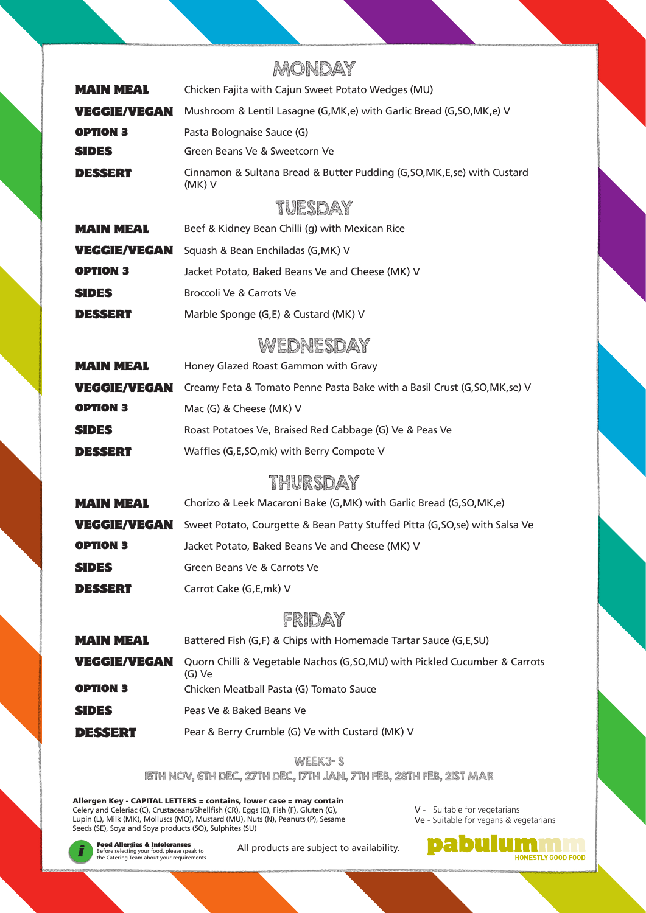## MONDAY

| | |
|---|---|
| **MAIN MEAL** | Chicken Fajita with Cajun Sweet Potato Wedges (MU) |
| **VEGGIE/VEGAN** | Mushroom & Lentil Lasagne (G,MK,e) with Garlic Bread (G,SO,MK,e) V |
| **OPTION 3** | Pasta Bolognaise Sauce (G) |
| **SIDES** | Green Beans Ve & Sweetcorn Ve |
| **DESSERT** | Cinnamon & Sultana Bread & Butter Pudding (G,SO,MK,E,se) with Custard (MK) V |

## TUESDAY

| | |
|---|---|
| **MAIN MEAL** | Beef & Kidney Bean Chilli (g) with Mexican Rice |
| **VEGGIE/VEGAN** | Squash & Bean Enchiladas (G,MK) V |
| **OPTION 3** | Jacket Potato, Baked Beans Ve and Cheese (MK) V |
| **SIDES** | Broccoli Ve & Carrots Ve |
| **DESSERT** | Marble Sponge (G,E) & Custard (MK) V |

## WEDNESDAY

| | |
|---|---|
| **MAIN MEAL** | Honey Glazed Roast Gammon with Gravy |
| **VEGGIE/VEGAN** | Creamy Feta & Tomato Penne Pasta Bake with a Basil Crust (G,SO,MK,se) V |
| **OPTION 3** | Mac (G) & Cheese (MK) V |
| **SIDES** | Roast Potatoes Ve, Braised Red Cabbage (G) Ve & Peas Ve |
| **DESSERT** | Waffles (G,E,SO,mk) with Berry Compote V |

## THURSDAY

| | |
|---|---|
| **MAIN MEAL** | Chorizo & Leek Macaroni Bake (G,MK) with Garlic Bread (G,SO,MK,e) |
| **VEGGIE/VEGAN** | Sweet Potato, Courgette & Bean Patty Stuffed Pitta (G,SO,se) with Salsa Ve |
| **OPTION 3** | Jacket Potato, Baked Beans Ve and Cheese (MK) V |
| **SIDES** | Green Beans Ve & Carrots Ve |
| **DESSERT** | Carrot Cake (G,E,mk) V |

## FRIDAY

| | |
|---|---|
| **MAIN MEAL** | Battered Fish (G,F) & Chips with Homemade Tartar Sauce (G,E,SU) |
| **VEGGIE/VEGAN** | Quorn Chilli & Vegetable Nachos (G,SO,MU) with Pickled Cucumber & Carrots (G) Ve |
| **OPTION 3** | Chicken Meatball Pasta (G) Tomato Sauce |
| **SIDES** | Peas Ve & Baked Beans Ve |
| **DESSERT** | Pear & Berry Crumble (G) Ve with Custard (MK) V |

WEEK3- S

15TH NOV, 6TH DEC, 27TH DEC, 17TH JAN, 7TH FEB, 28TH FEB, 21ST MAR

**Allergen Key - CAPITAL LETTERS = contains, lower case = may contain**
Celery and Celeriac (C), Crustaceans/Shellfish (CR), Eggs (E), Fish (F), Gluten (G), Lupin (L), Milk (MK), Molluscs (MO), Mustard (MU), Nuts (N), Peanuts (P), Sesame Seeds (SE), Soya and Soya products (SO), Sulphites (SU)

V - Suitable for vegetarians
Ve - Suitable for vegans & vegetarians

**Food Allergies & Intolerances**
Before selecting your food, please speak to the Catering Team about your requirements.

All products are subject to availability.

pabulummm
HONESTLY GOOD FOOD